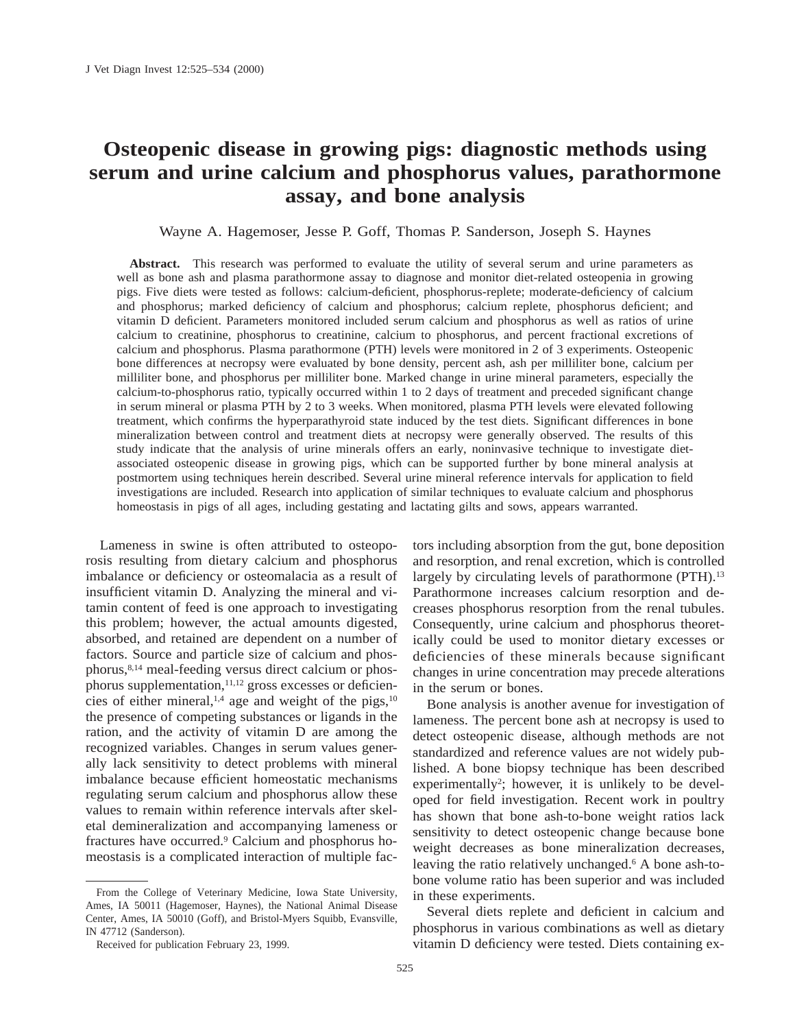# Osteopenic disease in growing pigs: diagnostic methods using serum and urine calcium and phosphorus values, parathormone assay, and bone analysis

Wayne A. Hagemoser, Jesse P. Goff, Thomas P. Sanderson, Joseph S. Haynes

**Abstract.** This research was performed to evaluate the utility of several serum and urine parameters as well as bone ash and plasma parathormone assay to diagnose and monitor diet-related osteopenia in growing pigs. Five diets were tested as follows: calcium-deficient, phosphorus-replete; moderate-deficiency of calcium and phosphorus; marked deficiency of calcium and phosphorus; calcium replete, phosphorus deficient; and vitamin D deficient. Parameters monitored included serum calcium and phosphorus as well as ratios of urine calcium to creatinine, phosphorus to creatinine, calcium to phosphorus, and percent fractional excretions of calcium and phosphorus. Plasma parathormone (PTH) levels were monitored in 2 of 3 experiments. Osteopenic bone differences at necropsy were evaluated by bone density, percent ash, ash per milliliter bone, calcium per milliliter bone, and phosphorus per milliliter bone. Marked change in urine mineral parameters, especially the calcium-to-phosphorus ratio, typically occurred within 1 to 2 days of treatment and preceded significant change in serum mineral or plasma PTH by 2 to 3 weeks. When monitored, plasma PTH levels were elevated following treatment, which confirms the hyperparathyroid state induced by the test diets. Significant differences in bone mineralization between control and treatment diets at necropsy were generally observed. The results of this study indicate that the analysis of urine minerals offers an early, noninvasive technique to investigate diet-associated osteopenic disease in growing pigs, which can be supported further by bone mineral analysis at postmortem using techniques herein described. Several urine mineral reference intervals for application to field investigations are included. Research into application of similar techniques to evaluate calcium and phosphorus homeostasis in pigs of all ages, including gestating and lactating gilts and sows, appears warranted.

Lameness in swine is often attributed to osteoporosis resulting from dietary calcium and phosphorus imbalance or deficiency or osteomalacia as a result of insufficient vitamin D. Analyzing the mineral and vitamin content of feed is one approach to investigating this problem; however, the actual amounts digested, absorbed, and retained are dependent on a number of factors. Source and particle size of calcium and phosphorus,[8,14] meal-feeding versus direct calcium or phosphorus supplementation,[11,12] gross excesses or deficiencies of either mineral,[1,4] age and weight of the pigs,[10] the presence of competing substances or ligands in the ration, and the activity of vitamin D are among the recognized variables. Changes in serum values generally lack sensitivity to detect problems with mineral imbalance because efficient homeostatic mechanisms regulating serum calcium and phosphorus allow these values to remain within reference intervals after skeletal demineralization and accompanying lameness or fractures have occurred.[9] Calcium and phosphorus homeostasis is a complicated interaction of multiple factors including absorption from the gut, bone deposition and resorption, and renal excretion, which is controlled largely by circulating levels of parathormone (PTH).[13] Parathormone increases calcium resorption and decreases phosphorus resorption from the renal tubules. Consequently, urine calcium and phosphorus theoretically could be used to monitor dietary excesses or deficiencies of these minerals because significant changes in urine concentration may precede alterations in the serum or bones.

Bone analysis is another avenue for investigation of lameness. The percent bone ash at necropsy is used to detect osteopenic disease, although methods are not standardized and reference values are not widely published. A bone biopsy technique has been described experimentally[2]; however, it is unlikely to be developed for field investigation. Recent work in poultry has shown that bone ash-to-bone weight ratios lack sensitivity to detect osteopenic change because bone weight decreases as bone mineralization decreases, leaving the ratio relatively unchanged.[6] A bone ash-to-bone volume ratio has been superior and was included in these experiments.

Several diets replete and deficient in calcium and phosphorus in various combinations as well as dietary vitamin D deficiency were tested. Diets containing ex-

---

From the College of Veterinary Medicine, Iowa State University, Ames, IA 50011 (Hagemoser, Haynes), the National Animal Disease Center, Ames, IA 50010 (Goff), and Bristol-Myers Squibb, Evansville, IN 47712 (Sanderson).

Received for publication February 23, 1999.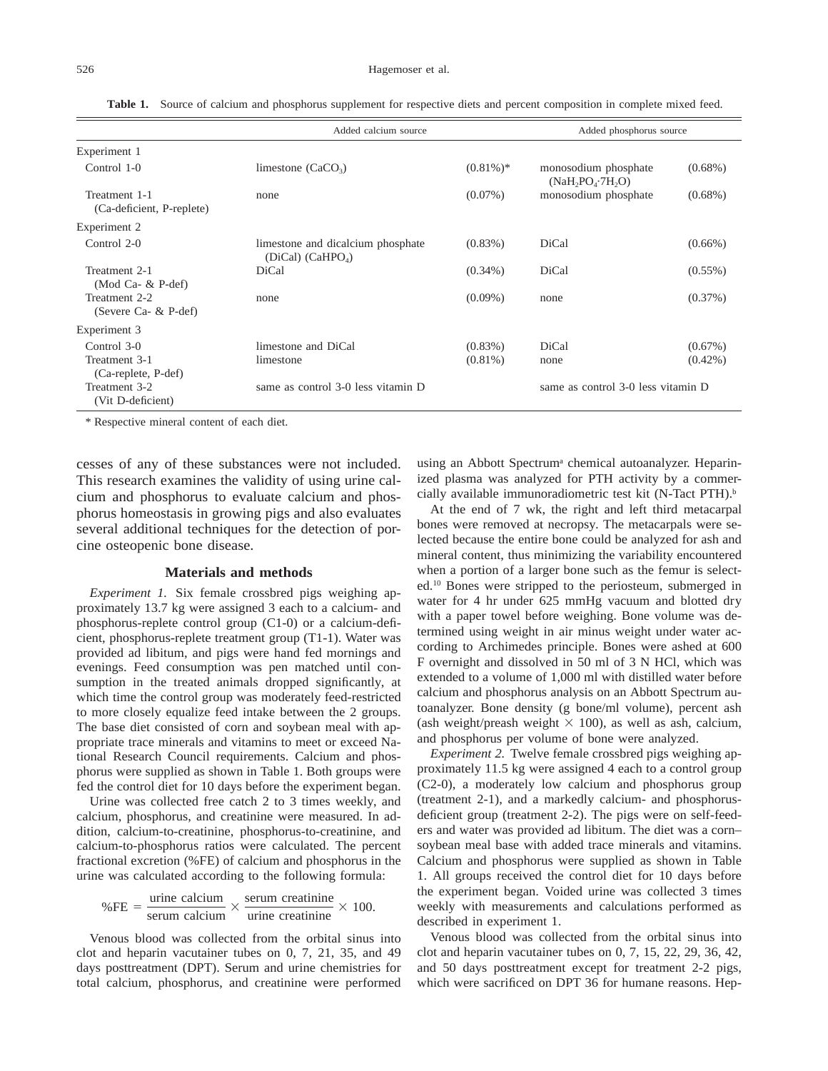**Table 1.** Source of calcium and phosphorus supplement for respective diets and percent composition in complete mixed feed.

| | Added calcium source | | Added phosphorus source | |
|---|---|---|---|---|
| Experiment 1 | | | | |
| Control 1-0 | limestone ($CaCO_3$) | (0.81%)* | monosodium phosphate ($NaH_2PO_4 \cdot 7H_2O$) | (0.68%) |
| Treatment 1-1 (Ca-deficient, P-replete) | none | (0.07%) | monosodium phosphate | (0.68%) |
| Experiment 2 | | | | |
| Control 2-0 | limestone and dicalcium phosphate (DiCal) ($CaHPO_4$) | (0.83%) | DiCal | (0.66%) |
| Treatment 2-1 (Mod Ca- & P-def) | DiCal | (0.34%) | DiCal | (0.55%) |
| Treatment 2-2 (Severe Ca- & P-def) | none | (0.09%) | none | (0.37%) |
| Experiment 3 | | | | |
| Control 3-0 | limestone and DiCal | (0.83%) | DiCal | (0.67%) |
| Treatment 3-1 (Ca-replete, P-def) | limestone | (0.81%) | none | (0.42%) |
| Treatment 3-2 (Vit D-deficient) | same as control 3-0 less vitamin D | | same as control 3-0 less vitamin D | |

\* Respective mineral content of each diet.

cesses of any of these substances were not included. This research examines the validity of using urine calcium and phosphorus to evaluate calcium and phosphorus homeostasis in growing pigs and also evaluates several additional techniques for the detection of porcine osteopenic bone disease.

## Materials and methods

*Experiment 1.* Six female crossbred pigs weighing approximately 13.7 kg were assigned 3 each to a calcium- and phosphorus-replete control group (C1-0) or a calcium-deficient, phosphorus-replete treatment group (T1-1). Water was provided ad libitum, and pigs were hand fed mornings and evenings. Feed consumption was pen matched until consumption in the treated animals dropped significantly, at which time the control group was moderately feed-restricted to more closely equalize feed intake between the 2 groups. The base diet consisted of corn and soybean meal with appropriate trace minerals and vitamins to meet or exceed National Research Council requirements. Calcium and phosphorus were supplied as shown in Table 1. Both groups were fed the control diet for 10 days before the experiment began.

Urine was collected free catch 2 to 3 times weekly, and calcium, phosphorus, and creatinine were measured. In addition, calcium-to-creatinine, phosphorus-to-creatinine, and calcium-to-phosphorus ratios were calculated. The percent fractional excretion (%FE) of calcium and phosphorus in the urine was calculated according to the following formula:

$$\%FE = \frac{\text{urine calcium}}{\text{serum calcium}} \times \frac{\text{serum creatinine}}{\text{urine creatinine}} \times 100.$$

Venous blood was collected from the orbital sinus into clot and heparin vacutainer tubes on 0, 7, 21, 35, and 49 days posttreatment (DPT). Serum and urine chemistries for total calcium, phosphorus, and creatinine were performed using an Abbott Spectrum[a] chemical autoanalyzer. Heparinized plasma was analyzed for PTH activity by a commercially available immunoradiometric test kit (N-Tact PTH).[b]

At the end of 7 wk, the right and left third metacarpal bones were removed at necropsy. The metacarpals were selected because the entire bone could be analyzed for ash and mineral content, thus minimizing the variability encountered when a portion of a larger bone such as the femur is selected.[10] Bones were stripped to the periosteum, submerged in water for 4 hr under 625 mmHg vacuum and blotted dry with a paper towel before weighing. Bone volume was determined using weight in air minus weight under water according to Archimedes principle. Bones were ashed at 600 F overnight and dissolved in 50 ml of 3 N HCl, which was extended to a volume of 1,000 ml with distilled water before calcium and phosphorus analysis on an Abbott Spectrum autoanalyzer. Bone density (g bone/ml volume), percent ash (ash weight/preash weight $\times$ 100), as well as ash, calcium, and phosphorus per volume of bone were analyzed.

*Experiment 2.* Twelve female crossbred pigs weighing approximately 11.5 kg were assigned 4 each to a control group (C2-0), a moderately low calcium and phosphorus group (treatment 2-1), and a markedly calcium- and phosphorus-deficient group (treatment 2-2). The pigs were on self-feeders and water was provided ad libitum. The diet was a corn–soybean meal base with added trace minerals and vitamins. Calcium and phosphorus were supplied as shown in Table 1. All groups received the control diet for 10 days before the experiment began. Voided urine was collected 3 times weekly with measurements and calculations performed as described in experiment 1.

Venous blood was collected from the orbital sinus into clot and heparin vacutainer tubes on 0, 7, 15, 22, 29, 36, 42, and 50 days posttreatment except for treatment 2-2 pigs, which were sacrificed on DPT 36 for humane reasons. Hep-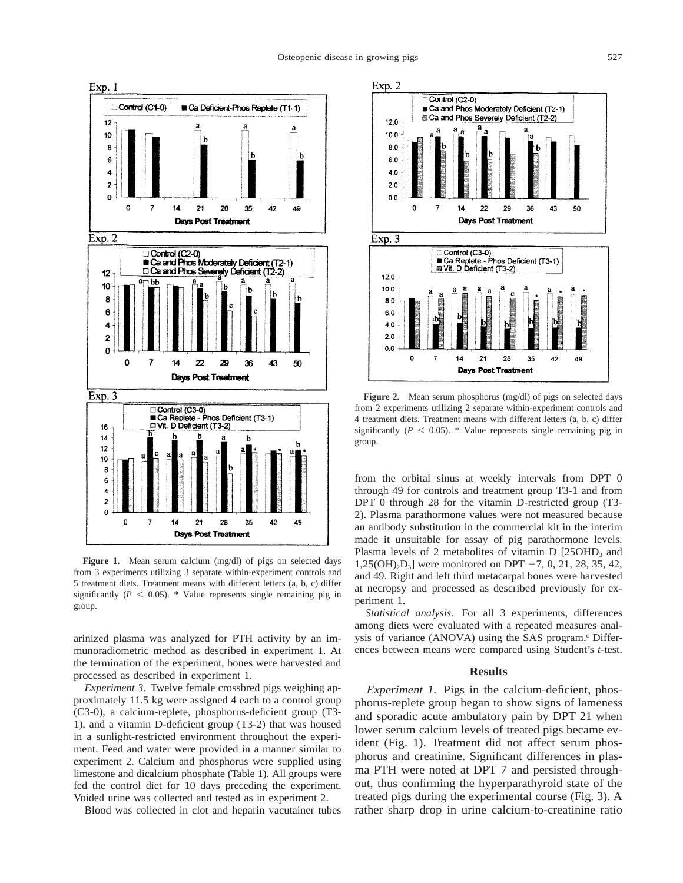**Figure 1.** Mean serum calcium (mg/dl) of pigs on selected days from 3 experiments utilizing 3 separate within-experiment controls and 5 treatment diets. Treatment means with different letters (a, b, c) differ significantly ($P < 0.05$). * Value represents single remaining pig in group.

**Figure 2.** Mean serum phosphorus (mg/dl) of pigs on selected days from 2 experiments utilizing 2 separate within-experiment controls and 4 treatment diets. Treatment means with different letters (a, b, c) differ significantly ($P < 0.05$). * Value represents single remaining pig in group.

arinized plasma was analyzed for PTH activity by an immunoradiometric method as described in experiment 1. At the termination of the experiment, bones were harvested and processed as described in experiment 1.

*Experiment 3.* Twelve female crossbred pigs weighing approximately 11.5 kg were assigned 4 each to a control group (C3-0), a calcium-replete, phosphorus-deficient group (T3-1), and a vitamin D-deficient group (T3-2) that was housed in a sunlight-restricted environment throughout the experiment. Feed and water were provided in a manner similar to experiment 2. Calcium and phosphorus were supplied using limestone and dicalcium phosphate (Table 1). All groups were fed the control diet for 10 days preceding the experiment. Voided urine was collected and tested as in experiment 2.

Blood was collected in clot and heparin vacutainer tubes from the orbital sinus at weekly intervals from DPT 0 through 49 for controls and treatment group T3-1 and from DPT 0 through 28 for the vitamin D-restricted group (T3-2). Plasma parathormone values were not measured because an antibody substitution in the commercial kit in the interim made it unsuitable for assay of pig parathormone levels. Plasma levels of 2 metabolites of vitamin D [$25OHD_3$ and $1,25(OH)_2D_3$] were monitored on DPT −7, 0, 21, 28, 35, 42, and 49. Right and left third metacarpal bones were harvested at necropsy and processed as described previously for experiment 1.

*Statistical analysis.* For all 3 experiments, differences among diets were evaluated with a repeated measures analysis of variance (ANOVA) using the SAS program.[c] Differences between means were compared using Student's *t*-test.

## Results

*Experiment 1.* Pigs in the calcium-deficient, phosphorus-replete group began to show signs of lameness and sporadic acute ambulatory pain by DPT 21 when lower serum calcium levels of treated pigs became evident (Fig. 1). Treatment did not affect serum phosphorus and creatinine. Significant differences in plasma PTH were noted at DPT 7 and persisted throughout, thus confirming the hyperparathyroid state of the treated pigs during the experimental course (Fig. 3). A rather sharp drop in urine calcium-to-creatinine ratio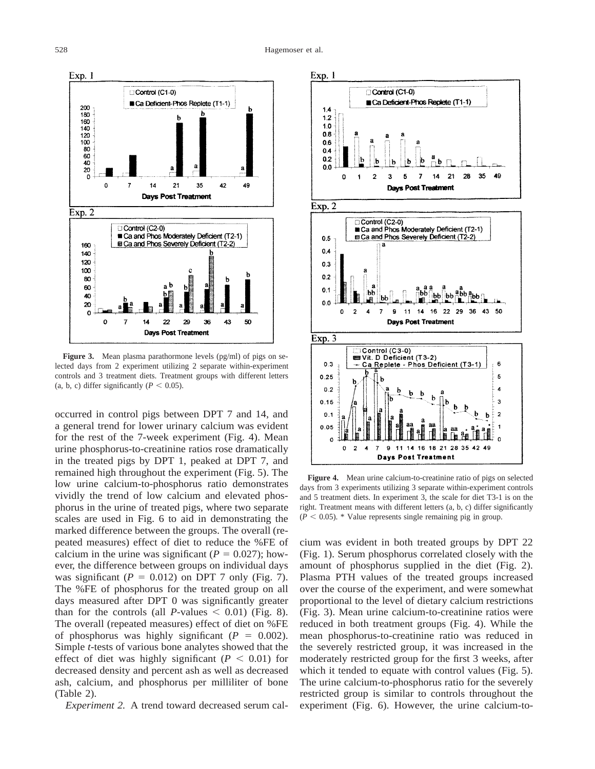Figure 3. Mean plasma parathormone levels (pg/ml) of pigs on selected days from 2 experiment utilizing 2 separate within-experiment controls and 3 treatment diets. Treatment groups with different letters (a, b, c) differ significantly ($P < 0.05$).

occurred in control pigs between DPT 7 and 14, and a general trend for lower urinary calcium was evident for the rest of the 7-week experiment (Fig. 4). Mean urine phosphorus-to-creatinine ratios rose dramatically in the treated pigs by DPT 1, peaked at DPT 7, and remained high throughout the experiment (Fig. 5). The low urine calcium-to-phosphorus ratio demonstrates vividly the trend of low calcium and elevated phosphorus in the urine of treated pigs, where two separate scales are used in Fig. 6 to aid in demonstrating the marked difference between the groups. The overall (repeated measures) effect of diet to reduce the %FE of calcium in the urine was significant ($P = 0.027$); however, the difference between groups on individual days was significant ($P = 0.012$) on DPT 7 only (Fig. 7). The %FE of phosphorus for the treated group on all days measured after DPT 0 was significantly greater than for the controls (all $P$-values $< 0.01$) (Fig. 8). The overall (repeated measures) effect of diet on %FE of phosphorus was highly significant ($P = 0.002$). Simple $t$-tests of various bone analytes showed that the effect of diet was highly significant ($P < 0.01$) for decreased density and percent ash as well as decreased ash, calcium, and phosphorus per milliliter of bone (Table 2).

*Experiment 2.* A trend toward decreased serum calcium was evident in both treated groups by DPT 22 (Fig. 1). Serum phosphorus correlated closely with the amount of phosphorus supplied in the diet (Fig. 2). Plasma PTH values of the treated groups increased over the course of the experiment, and were somewhat proportional to the level of dietary calcium restrictions (Fig. 3). Mean urine calcium-to-creatinine ratios were reduced in both treatment groups (Fig. 4). While the mean phosphorus-to-creatinine ratio was reduced in the severely restricted group, it was increased in the moderately restricted group for the first 3 weeks, after which it tended to equate with control values (Fig. 5). The urine calcium-to-phosphorus ratio for the severely restricted group is similar to controls throughout the experiment (Fig. 6). However, the urine calcium-to-

Figure 4. Mean urine calcium-to-creatinine ratio of pigs on selected days from 3 experiments utilizing 3 separate within-experiment controls and 5 treatment diets. In experiment 3, the scale for diet T3-1 is on the right. Treatment means with different letters (a, b, c) differ significantly ($P < 0.05$). * Value represents single remaining pig in group.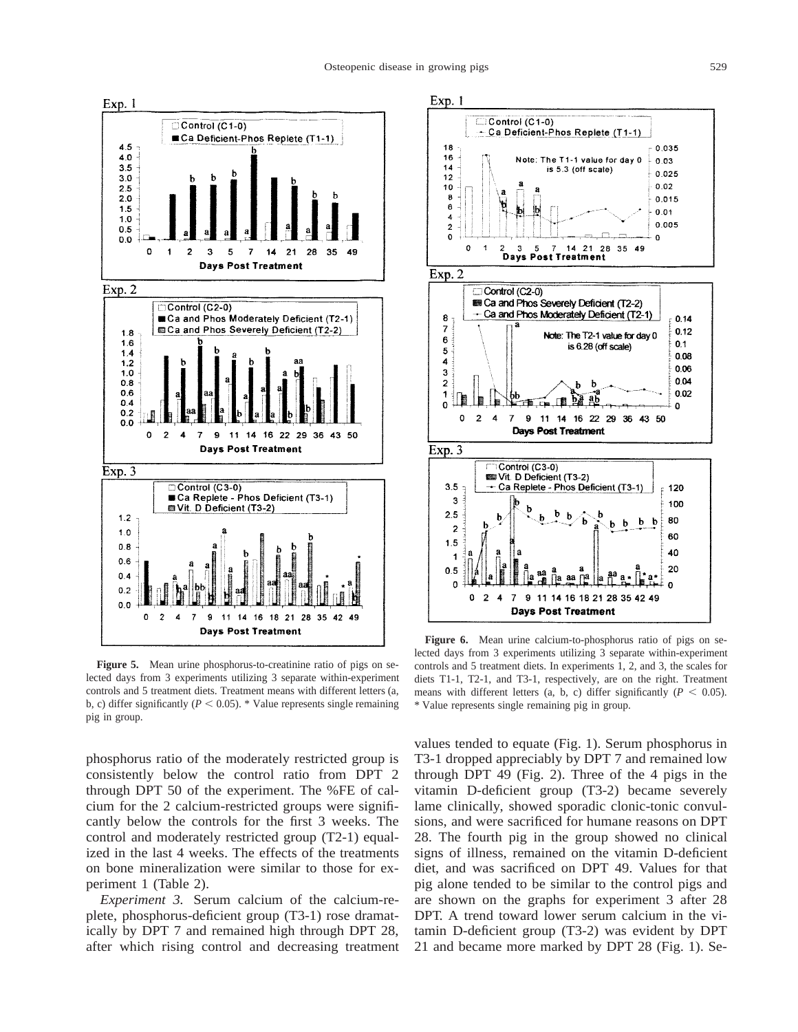**Figure 5.** Mean urine phosphorus-to-creatinine ratio of pigs on selected days from 3 experiments utilizing 3 separate within-experiment controls and 5 treatment diets. Treatment means with different letters (a, b, c) differ significantly ($P < 0.05$). * Value represents single remaining pig in group.

**Figure 6.** Mean urine calcium-to-phosphorus ratio of pigs on selected days from 3 experiments utilizing 3 separate within-experiment controls and 5 treatment diets. In experiments 1, 2, and 3, the scales for diets T1-1, T2-1, and T3-1, respectively, are on the right. Treatment means with different letters (a, b, c) differ significantly ($P < 0.05$). * Value represents single remaining pig in group.

phosphorus ratio of the moderately restricted group is consistently below the control ratio from DPT 2 through DPT 50 of the experiment. The %FE of calcium for the 2 calcium-restricted groups were significantly below the controls for the first 3 weeks. The control and moderately restricted group (T2-1) equalized in the last 4 weeks. The effects of the treatments on bone mineralization were similar to those for experiment 1 (Table 2).

*Experiment 3.* Serum calcium of the calcium-replete, phosphorus-deficient group (T3-1) rose dramatically by DPT 7 and remained high through DPT 28, after which rising control and decreasing treatment values tended to equate (Fig. 1). Serum phosphorus in T3-1 dropped appreciably by DPT 7 and remained low through DPT 49 (Fig. 2). Three of the 4 pigs in the vitamin D-deficient group (T3-2) became severely lame clinically, showed sporadic clonic-tonic convulsions, and were sacrificed for humane reasons on DPT 28. The fourth pig in the group showed no clinical signs of illness, remained on the vitamin D-deficient diet, and was sacrificed on DPT 49. Values for that pig alone tended to be similar to the control pigs and are shown on the graphs for experiment 3 after 28 DPT. A trend toward lower serum calcium in the vitamin D-deficient group (T3-2) was evident by DPT 21 and became more marked by DPT 28 (Fig. 1). Se-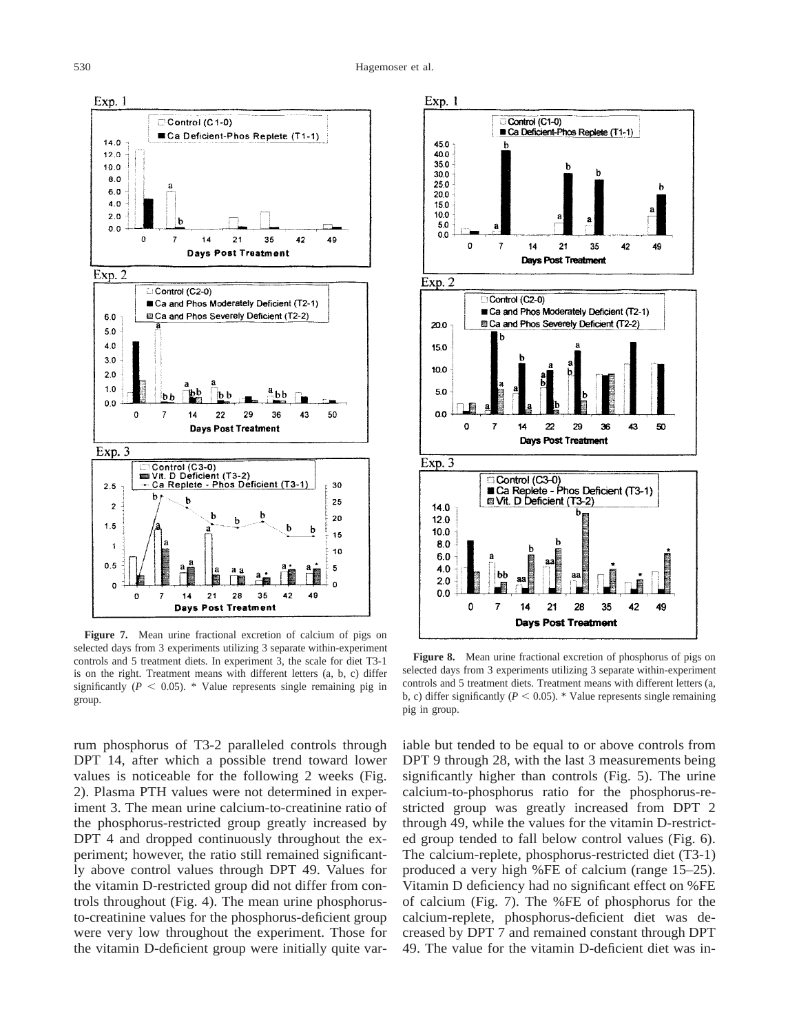**Figure 7.** Mean urine fractional excretion of calcium of pigs on selected days from 3 experiments utilizing 3 separate within-experiment controls and 5 treatment diets. In experiment 3, the scale for diet T3-1 is on the right. Treatment means with different letters (a, b, c) differ significantly ($P < 0.05$). * Value represents single remaining pig in group.

**Figure 8.** Mean urine fractional excretion of phosphorus of pigs on selected days from 3 experiments utilizing 3 separate within-experiment controls and 5 treatment diets. Treatment means with different letters (a, b, c) differ significantly ($P < 0.05$). * Value represents single remaining pig in group.

rum phosphorus of T3-2 paralleled controls through DPT 14, after which a possible trend toward lower values is noticeable for the following 2 weeks (Fig. 2). Plasma PTH values were not determined in experiment 3. The mean urine calcium-to-creatinine ratio of the phosphorus-restricted group greatly increased by DPT 4 and dropped continuously throughout the experiment; however, the ratio still remained significantly above control values through DPT 49. Values for the vitamin D-restricted group did not differ from controls throughout (Fig. 4). The mean urine phosphorus-to-creatinine values for the phosphorus-deficient group were very low throughout the experiment. Those for the vitamin D-deficient group were initially quite variable but tended to be equal to or above controls from DPT 9 through 28, with the last 3 measurements being significantly higher than controls (Fig. 5). The urine calcium-to-phosphorus ratio for the phosphorus-restricted group was greatly increased from DPT 2 through 49, while the values for the vitamin D-restricted group tended to fall below control values (Fig. 6). The calcium-replete, phosphorus-restricted diet (T3-1) produced a very high %FE of calcium (range 15–25). Vitamin D deficiency had no significant effect on %FE of calcium (Fig. 7). The %FE of phosphorus for the calcium-replete, phosphorus-deficient diet was decreased by DPT 7 and remained constant through DPT 49. The value for the vitamin D-deficient diet was in-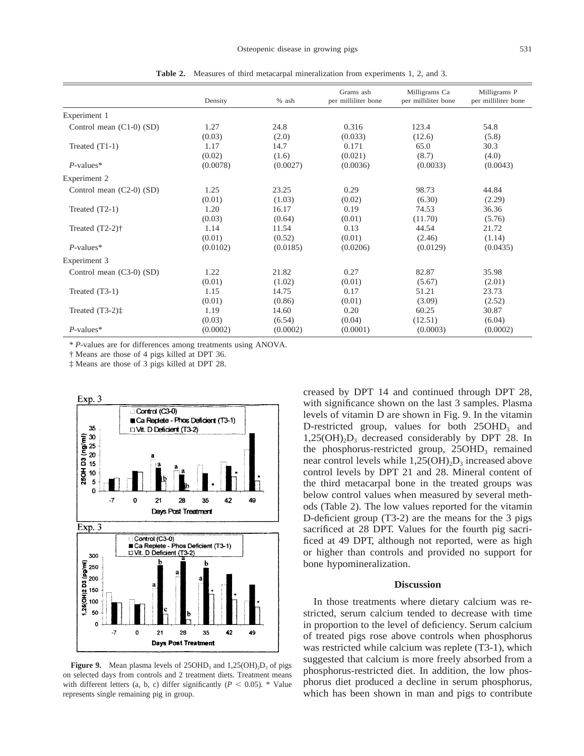**Table 2.** Measures of third metacarpal mineralization from experiments 1, 2, and 3.

| | Density | % ash | Grams ash per milliliter bone | Milligrams Ca per milliliter bone | Milligrams P per milliliter bone |
|---|---|---|---|---|---|
| Experiment 1 | | | | | |
| Control mean (C1-0) (SD) | 1.27 | 24.8 | 0.316 | 123.4 | 54.8 |
| | (0.03) | (2.0) | (0.033) | (12.6) | (5.8) |
| Treated (T1-1) | 1.17 | 14.7 | 0.171 | 65.0 | 30.3 |
| | (0.02) | (1.6) | (0.021) | (8.7) | (4.0) |
| *P*-values* | (0.0078) | (0.0027) | (0.0036) | (0.0033) | (0.0043) |
| Experiment 2 | | | | | |
| Control mean (C2-0) (SD) | 1.25 | 23.25 | 0.29 | 98.73 | 44.84 |
| | (0.01) | (1.03) | (0.02) | (6.30) | (2.29) |
| Treated (T2-1) | 1.20 | 16.17 | 0.19 | 74.53 | 36.36 |
| | (0.03) | (0.64) | (0.01) | (11.70) | (5.76) |
| Treated (T2-2)† | 1.14 | 11.54 | 0.13 | 44.54 | 21.72 |
| | (0.01) | (0.52) | (0.01) | (2.46) | (1.14) |
| *P*-values* | (0.0102) | (0.0185) | (0.0206) | (0.0129) | (0.0435) |
| Experiment 3 | | | | | |
| Control mean (C3-0) (SD) | 1.22 | 21.82 | 0.27 | 82.87 | 35.98 |
| | (0.01) | (1.02) | (0.01) | (5.67) | (2.01) |
| Treated (T3-1) | 1.15 | 14.75 | 0.17 | 51.21 | 23.73 |
| | (0.01) | (0.86) | (0.01) | (3.09) | (2.52) |
| Treated (T3-2)‡ | 1.19 | 14.60 | 0.20 | 60.25 | 30.87 |
| | (0.03) | (6.54) | (0.04) | (12.51) | (6.04) |
| *P*-values* | (0.0002) | (0.0002) | (0.0001) | (0.0003) | (0.0002) |

\* *P*-values are for differences among treatments using ANOVA.

† Means are those of 4 pigs killed at DPT 36.

‡ Means are those of 3 pigs killed at DPT 28.

**Figure 9.** Mean plasma levels of $25OHD_3$ and $1{,}25(OH)_2D_3$ of pigs on selected days from controls and 2 treatment diets. Treatment means with different letters (a, b, c) differ significantly ($P < 0.05$). * Value represents single remaining pig in group.

creased by DPT 14 and continued through DPT 28, with significance shown on the last 3 samples. Plasma levels of vitamin D are shown in Fig. 9. In the vitamin D-restricted group, values for both $25OHD_3$ and $1{,}25(OH)_2D_3$ decreased considerably by DPT 28. In the phosphorus-restricted group, $25OHD_3$ remained near control levels while $1{,}25(OH)_2D_3$ increased above control levels by DPT 21 and 28. Mineral content of the third metacarpal bone in the treated groups was below control values when measured by several methods (Table 2). The low values reported for the vitamin D-deficient group (T3-2) are the means for the 3 pigs sacrificed at 28 DPT. Values for the fourth pig sacrificed at 49 DPT, although not reported, were as high or higher than controls and provided no support for bone hypomineralization.

## Discussion

In those treatments where dietary calcium was restricted, serum calcium tended to decrease with time in proportion to the level of deficiency. Serum calcium of treated pigs rose above controls when phosphorus was restricted while calcium was replete (T3-1), which suggested that calcium is more freely absorbed from a phosphorus-restricted diet. In addition, the low phosphorus diet produced a decline in serum phosphorus, which has been shown in man and pigs to contribute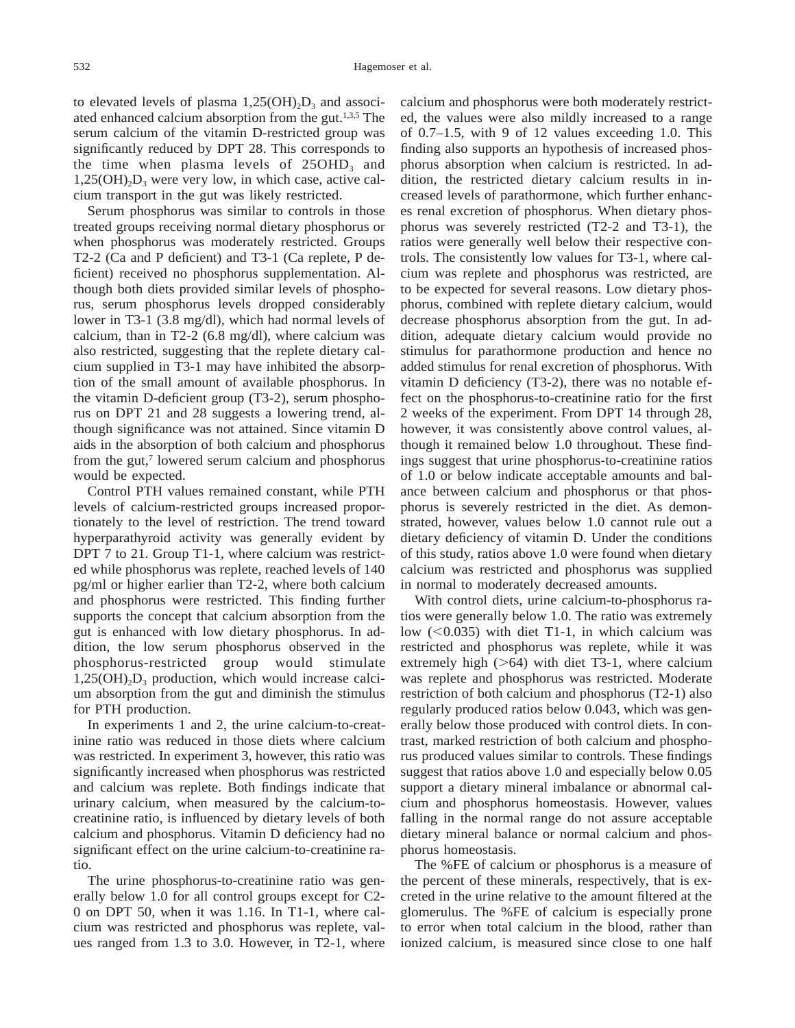to elevated levels of plasma $1,25(OH)_2D_3$ and associated enhanced calcium absorption from the gut.[1,3,5] The serum calcium of the vitamin D-restricted group was significantly reduced by DPT 28. This corresponds to the time when plasma levels of $25OHD_3$ and $1,25(OH)_2D_3$ were very low, in which case, active calcium transport in the gut was likely restricted.

Serum phosphorus was similar to controls in those treated groups receiving normal dietary phosphorus or when phosphorus was moderately restricted. Groups T2-2 (Ca and P deficient) and T3-1 (Ca replete, P deficient) received no phosphorus supplementation. Although both diets provided similar levels of phosphorus, serum phosphorus levels dropped considerably lower in T3-1 (3.8 mg/dl), which had normal levels of calcium, than in T2-2 (6.8 mg/dl), where calcium was also restricted, suggesting that the replete dietary calcium supplied in T3-1 may have inhibited the absorption of the small amount of available phosphorus. In the vitamin D-deficient group (T3-2), serum phosphorus on DPT 21 and 28 suggests a lowering trend, although significance was not attained. Since vitamin D aids in the absorption of both calcium and phosphorus from the gut,[7] lowered serum calcium and phosphorus would be expected.

Control PTH values remained constant, while PTH levels of calcium-restricted groups increased proportionately to the level of restriction. The trend toward hyperparathyroid activity was generally evident by DPT 7 to 21. Group T1-1, where calcium was restricted while phosphorus was replete, reached levels of 140 pg/ml or higher earlier than T2-2, where both calcium and phosphorus were restricted. This finding further supports the concept that calcium absorption from the gut is enhanced with low dietary phosphorus. In addition, the low serum phosphorus observed in the phosphorus-restricted group would stimulate $1,25(OH)_2D_3$ production, which would increase calcium absorption from the gut and diminish the stimulus for PTH production.

In experiments 1 and 2, the urine calcium-to-creatinine ratio was reduced in those diets where calcium was restricted. In experiment 3, however, this ratio was significantly increased when phosphorus was restricted and calcium was replete. Both findings indicate that urinary calcium, when measured by the calcium-to-creatinine ratio, is influenced by dietary levels of both calcium and phosphorus. Vitamin D deficiency had no significant effect on the urine calcium-to-creatinine ratio.

The urine phosphorus-to-creatinine ratio was generally below 1.0 for all control groups except for C2-0 on DPT 50, when it was 1.16. In T1-1, where calcium was restricted and phosphorus was replete, values ranged from 1.3 to 3.0. However, in T2-1, where calcium and phosphorus were both moderately restricted, the values were also mildly increased to a range of 0.7–1.5, with 9 of 12 values exceeding 1.0. This finding also supports an hypothesis of increased phosphorus absorption when calcium is restricted. In addition, the restricted dietary calcium results in increased levels of parathormone, which further enhances renal excretion of phosphorus. When dietary phosphorus was severely restricted (T2-2 and T3-1), the ratios were generally well below their respective controls. The consistently low values for T3-1, where calcium was replete and phosphorus was restricted, are to be expected for several reasons. Low dietary phosphorus, combined with replete dietary calcium, would decrease phosphorus absorption from the gut. In addition, adequate dietary calcium would provide no stimulus for parathormone production and hence no added stimulus for renal excretion of phosphorus. With vitamin D deficiency (T3-2), there was no notable effect on the phosphorus-to-creatinine ratio for the first 2 weeks of the experiment. From DPT 14 through 28, however, it was consistently above control values, although it remained below 1.0 throughout. These findings suggest that urine phosphorus-to-creatinine ratios of 1.0 or below indicate acceptable amounts and balance between calcium and phosphorus or that phosphorus is severely restricted in the diet. As demonstrated, however, values below 1.0 cannot rule out a dietary deficiency of vitamin D. Under the conditions of this study, ratios above 1.0 were found when dietary calcium was restricted and phosphorus was supplied in normal to moderately decreased amounts.

With control diets, urine calcium-to-phosphorus ratios were generally below 1.0. The ratio was extremely low ($<0.035$) with diet T1-1, in which calcium was restricted and phosphorus was replete, while it was extremely high ($>64$) with diet T3-1, where calcium was replete and phosphorus was restricted. Moderate restriction of both calcium and phosphorus (T2-1) also regularly produced ratios below 0.043, which was generally below those produced with control diets. In contrast, marked restriction of both calcium and phosphorus produced values similar to controls. These findings suggest that ratios above 1.0 and especially below 0.05 support a dietary mineral imbalance or abnormal calcium and phosphorus homeostasis. However, values falling in the normal range do not assure acceptable dietary mineral balance or normal calcium and phosphorus homeostasis.

The %FE of calcium or phosphorus is a measure of the percent of these minerals, respectively, that is excreted in the urine relative to the amount filtered at the glomerulus. The %FE of calcium is especially prone to error when total calcium in the blood, rather than ionized calcium, is measured since close to one half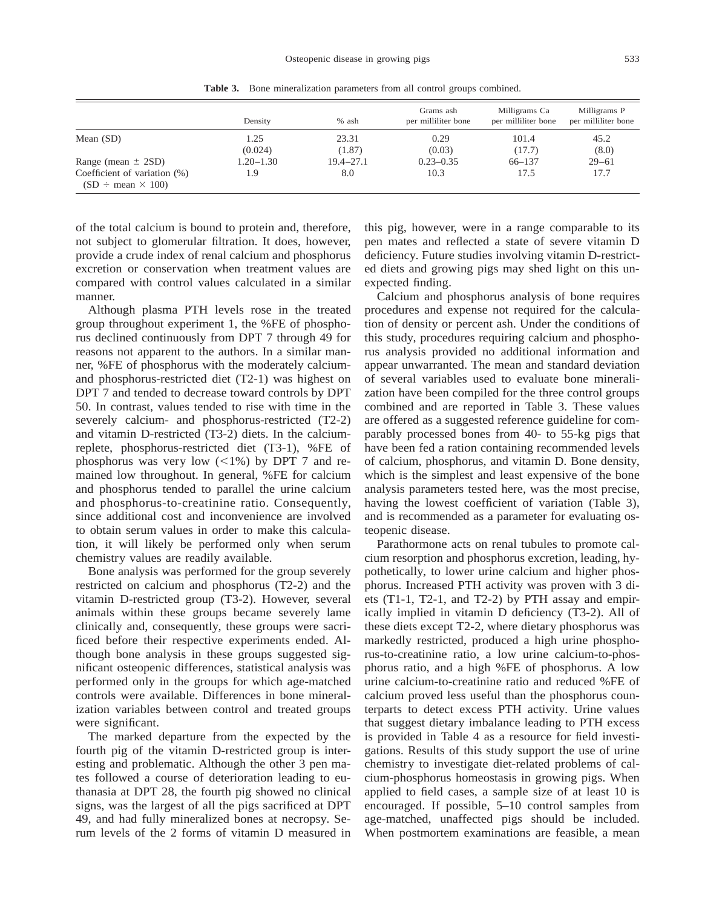**Table 3.** Bone mineralization parameters from all control groups combined.

| | Density | % ash | Grams ash per milliliter bone | Milligrams Ca per milliliter bone | Milligrams P per milliliter bone |
|---|---|---|---|---|---|
| Mean (SD) | 1.25 (0.024) | 23.31 (1.87) | 0.29 (0.03) | 101.4 (17.7) | 45.2 (8.0) |
| Range (mean ± 2SD) | 1.20–1.30 | 19.4–27.1 | 0.23–0.35 | 66–137 | 29–61 |
| Coefficient of variation (%) (SD ÷ mean × 100) | 1.9 | 8.0 | 10.3 | 17.5 | 17.7 |

of the total calcium is bound to protein and, therefore, not subject to glomerular filtration. It does, however, provide a crude index of renal calcium and phosphorus excretion or conservation when treatment values are compared with control values calculated in a similar manner.

Although plasma PTH levels rose in the treated group throughout experiment 1, the %FE of phosphorus declined continuously from DPT 7 through 49 for reasons not apparent to the authors. In a similar manner, %FE of phosphorus with the moderately calcium- and phosphorus-restricted diet (T2-1) was highest on DPT 7 and tended to decrease toward controls by DPT 50. In contrast, values tended to rise with time in the severely calcium- and phosphorus-restricted (T2-2) and vitamin D-restricted (T3-2) diets. In the calcium-replete, phosphorus-restricted diet (T3-1), %FE of phosphorus was very low (<1%) by DPT 7 and remained low throughout. In general, %FE for calcium and phosphorus tended to parallel the urine calcium and phosphorus-to-creatinine ratio. Consequently, since additional cost and inconvenience are involved to obtain serum values in order to make this calculation, it will likely be performed only when serum chemistry values are readily available.

Bone analysis was performed for the group severely restricted on calcium and phosphorus (T2-2) and the vitamin D-restricted group (T3-2). However, several animals within these groups became severely lame clinically and, consequently, these groups were sacrificed before their respective experiments ended. Although bone analysis in these groups suggested significant osteopenic differences, statistical analysis was performed only in the groups for which age-matched controls were available. Differences in bone mineralization variables between control and treated groups were significant.

The marked departure from the expected by the fourth pig of the vitamin D-restricted group is interesting and problematic. Although the other 3 pen mates followed a course of deterioration leading to euthanasia at DPT 28, the fourth pig showed no clinical signs, was the largest of all the pigs sacrificed at DPT 49, and had fully mineralized bones at necropsy. Serum levels of the 2 forms of vitamin D measured in this pig, however, were in a range comparable to its pen mates and reflected a state of severe vitamin D deficiency. Future studies involving vitamin D-restricted diets and growing pigs may shed light on this unexpected finding.

Calcium and phosphorus analysis of bone requires procedures and expense not required for the calculation of density or percent ash. Under the conditions of this study, procedures requiring calcium and phosphorus analysis provided no additional information and appear unwarranted. The mean and standard deviation of several variables used to evaluate bone mineralization have been compiled for the three control groups combined and are reported in Table 3. These values are offered as a suggested reference guideline for comparably processed bones from 40- to 55-kg pigs that have been fed a ration containing recommended levels of calcium, phosphorus, and vitamin D. Bone density, which is the simplest and least expensive of the bone analysis parameters tested here, was the most precise, having the lowest coefficient of variation (Table 3), and is recommended as a parameter for evaluating osteopenic disease.

Parathormone acts on renal tubules to promote calcium resorption and phosphorus excretion, leading, hypothetically, to lower urine calcium and higher phosphorus. Increased PTH activity was proven with 3 diets (T1-1, T2-1, and T2-2) by PTH assay and empirically implied in vitamin D deficiency (T3-2). All of these diets except T2-2, where dietary phosphorus was markedly restricted, produced a high urine phosphorus-to-creatinine ratio, a low urine calcium-to-phosphorus ratio, and a high %FE of phosphorus. A low urine calcium-to-creatinine ratio and reduced %FE of calcium proved less useful than the phosphorus counterparts to detect excess PTH activity. Urine values that suggest dietary imbalance leading to PTH excess is provided in Table 4 as a resource for field investigations. Results of this study support the use of urine chemistry to investigate diet-related problems of calcium-phosphorus homeostasis in growing pigs. When applied to field cases, a sample size of at least 10 is encouraged. If possible, 5–10 control samples from age-matched, unaffected pigs should be included. When postmortem examinations are feasible, a mean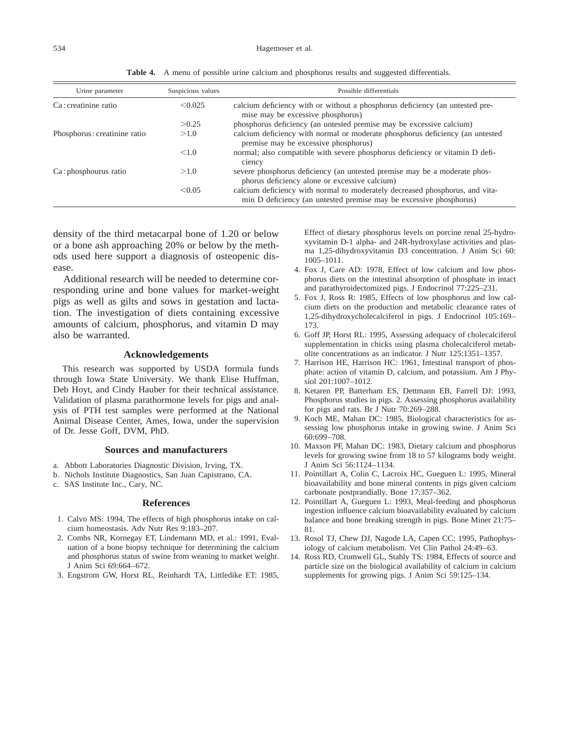**Table 4.** A menu of possible urine calcium and phosphorus results and suggested differentials.

| Urine parameter | Suspicious values | Possible differentials |
|---|---|---|
| Ca : creatinine ratio | <0.025 | calcium deficiency with or without a phosphorus deficiency (an untested premise may be excessive phosphorus) |
| | >0.25 | phosphorus deficiency (an untested premise may be excessive calcium) |
| Phosphorus : creatinine ratio | >1.0 | calcium deficiency with normal or moderate phosphorus deficiency (an untested premise may be excessive phosphorus) |
| | <1.0 | normal; also compatible with severe phosphorus deficiency or vitamin D deficiency |
| Ca : phosphourus ratio | >1.0 | severe phosphorus deficiency (an untested premise may be a moderate phosphorus deficiency alone or excessive calcium) |
| | <0.05 | calcium deficiency with normal to moderately decreased phosphorus, and vitamin D deficiency (an untested premise may be excessive phosphorus) |

density of the third metacarpal bone of 1.20 or below or a bone ash approaching 20% or below by the methods used here support a diagnosis of osteopenic disease.

Additional research will be needed to determine corresponding urine and bone values for market-weight pigs as well as gilts and sows in gestation and lactation. The investigation of diets containing excessive amounts of calcium, phosphorus, and vitamin D may also be warranted.

## Acknowledgements

This research was supported by USDA formula funds through Iowa State University. We thank Elise Huffman, Deb Hoyt, and Cindy Hauber for their technical assistance. Validation of plasma parathormone levels for pigs and analysis of PTH test samples were performed at the National Animal Disease Center, Ames, Iowa, under the supervision of Dr. Jesse Goff, DVM, PhD.

## Sources and manufacturers

a. Abbott Laboratories Diagnostic Division, Irving, TX.
b. Nichols Institute Diagnostics, San Juan Capistrano, CA.
c. SAS Institute Inc., Cary, NC.

## References

1. Calvo MS: 1994, The effects of high phosphorus intake on calcium homeostasis. Adv Nutr Res 9:183–207.
2. Combs NR, Kornegay ET, Lindemann MD, et al.: 1991, Evaluation of a bone biopsy technique for determining the calcium and phosphorus status of swine from weaning to market weight. J Anim Sci 69:664–672.
3. Engstrom GW, Horst RL, Reinhardt TA, Littledike ET: 1985, Effect of dietary phosphorus levels on porcine renal 25-hydroxyvitamin D-1 alpha- and 24R-hydroxylase activities and plasma 1,25-dihydroxyvitamin D3 concentration. J Anim Sci 60: 1005–1011.
4. Fox J, Care AD: 1978, Effect of low calcium and low phosphorus diets on the intestinal absorption of phosphate in intact and parathyroidectomized pigs. J Endocrinol 77:225–231.
5. Fox J, Ross R: 1985, Effects of low phosphorus and low calcium diets on the production and metabolic clearance rates of 1,25-dihydroxycholecalciferol in pigs. J Endocrinol 105:169–173.
6. Goff JP, Horst RL: 1995, Assessing adequacy of cholecalciferol supplementation in chicks using plasma cholecalciferol metabolite concentrations as an indicator. J Nutr 125:1351–1357.
7. Harrison HE, Harrison HC: 1961, Intestinal transport of phosphate: action of vitamin D, calcium, and potassium. Am J Physiol 201:1007–1012.
8. Ketaren PP, Batterham ES, Dettmann EB, Farrell DJ: 1993, Phosphorus studies in pigs. 2. Assessing phosphorus availability for pigs and rats. Br J Nutr 70:269–288.
9. Koch ME, Mahan DC: 1985, Biological characteristics for assessing low phosphorus intake in growing swine. J Anim Sci 60:699–708.
10. Maxson PF, Mahan DC: 1983, Dietary calcium and phosphorus levels for growing swine from 18 to 57 kilograms body weight. J Anim Sci 56:1124–1134.
11. Pointillart A, Colin C, Lacroix HC, Gueguen L: 1995, Mineral bioavailability and bone mineral contents in pigs given calcium carbonate postprandially. Bone 17:357–362.
12. Pointillart A, Gueguen L: 1993, Meal-feeding and phosphorus ingestion influence calcium bioavailability evaluated by calcium balance and bone breaking strength in pigs. Bone Miner 21:75–81.
13. Rosol TJ, Chew DJ, Nagode LA, Capen CC: 1995, Pathophysiology of calcium metabolism. Vet Clin Pathol 24:49–63.
14. Ross RD, Cromwell GL, Stahly TS: 1984, Effects of source and particle size on the biological availability of calcium in calcium supplements for growing pigs. J Anim Sci 59:125–134.